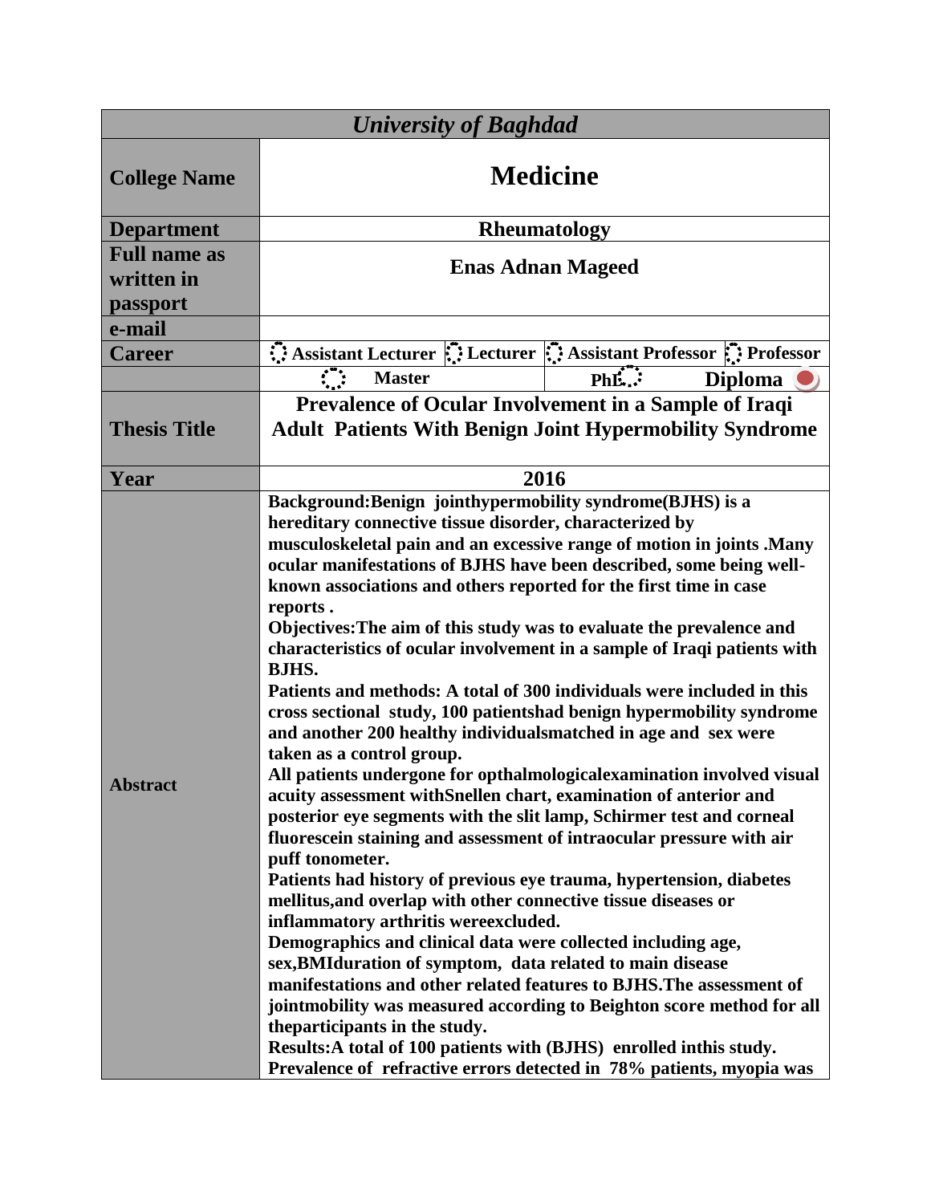| University of Baghdad | | | |
|---|---|---|---|
| **College Name** | **Medicine** | | |
| **Department** | **Rheumatology** | | |
| **Full name as written in passport** | **Enas Adnan Mageed** | | |
| **e-mail** | | | |
| **Career** | Assistant Lecturer ○ Lecturer ○ Assistant Professor ○ Professor ○ | | |
| | ○ Master | PhD ○ | Diploma ● |
| **Thesis Title** | **Prevalence of Ocular Involvement in a Sample of Iraqi Adult Patients With Benign Joint Hypermobility Syndrome** | | |
| **Year** | **2016** | | |
| **Abstract** | **Background:Benign jointhypermobility syndrome(BJHS) is a hereditary connective tissue disorder, characterized by musculoskeletal pain and an excessive range of motion in joints .Many ocular manifestations of BJHS have been described, some being well-known associations and others reported for the first time in case reports .**<br>**Objectives:The aim of this study was to evaluate the prevalence and characteristics of ocular involvement in a sample of Iraqi patients with BJHS.**<br>**Patients and methods: A total of 300 individuals were included in this cross sectional study, 100 patientshad benign hypermobility syndrome and another 200 healthy individualsmatched in age and sex were taken as a control group.**<br>**All patients undergone for opthalmologicalexamination involved visual acuity assessment withSnellen chart, examination of anterior and posterior eye segments with the slit lamp, Schirmer test and corneal fluorescein staining and assessment of intraocular pressure with air puff tonometer.**<br>**Patients had history of previous eye trauma, hypertension, diabetes mellitus,and overlap with other connective tissue diseases or inflammatory arthritis wereexcluded.**<br>**Demographics and clinical data were collected including age, sex,BMIduration of symptom, data related to main disease manifestations and other related features to BJHS.The assessment of jointmobility was measured according to Beighton score method for all theparticipants in the study.**<br>**Results:A total of 100 patients with (BJHS) enrolled inthis study. Prevalence of refractive errors detected in 78% patients, myopia was** | | |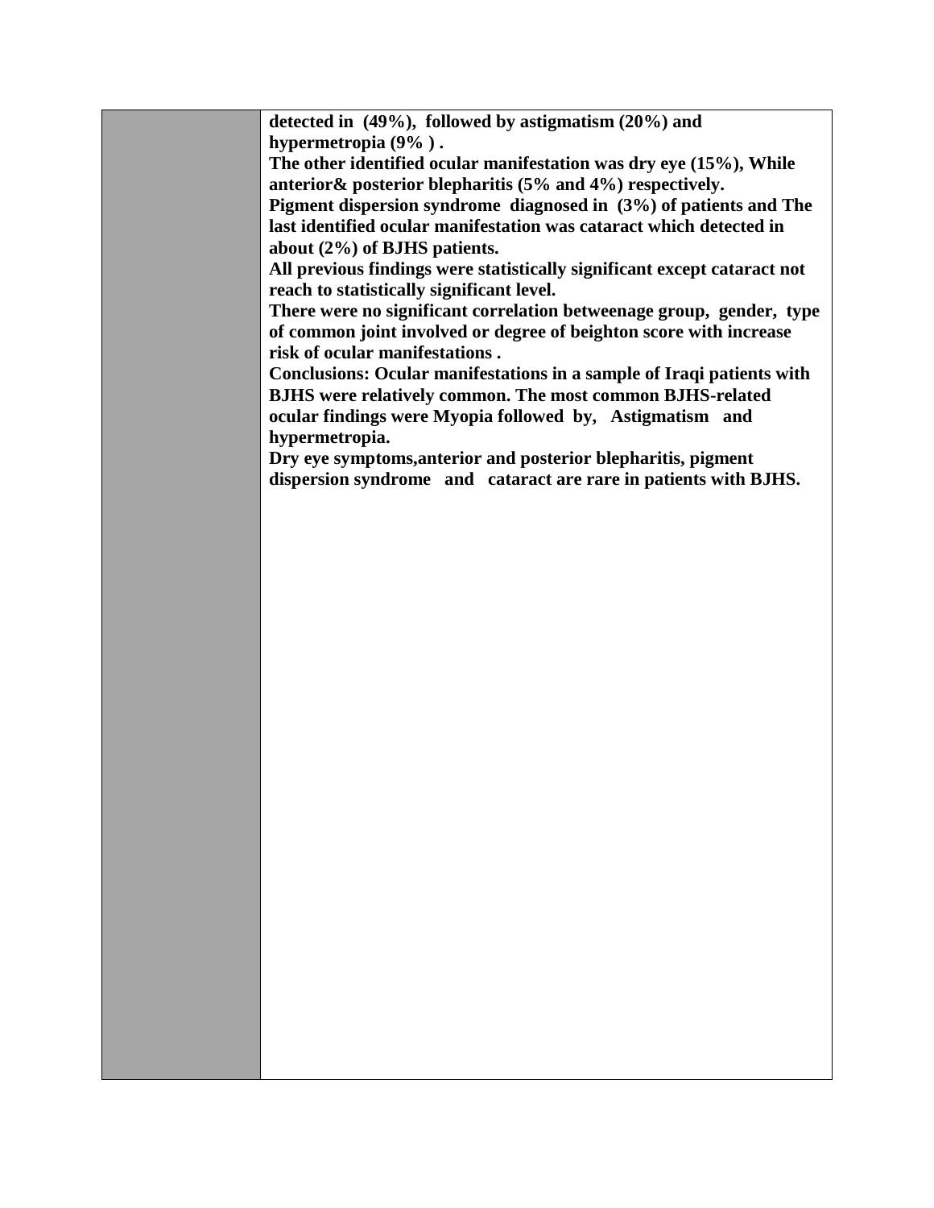**detected in (49%), followed by astigmatism (20%) and hypermetropia (9% ) .**

**The other identified ocular manifestation was dry eye (15%), While anterior& posterior blepharitis (5% and 4%) respectively.**

**Pigment dispersion syndrome diagnosed in (3%) of patients and The last identified ocular manifestation was cataract which detected in about (2%) of BJHS patients.**

**All previous findings were statistically significant except cataract not reach to statistically significant level.**

**There were no significant correlation betweenage group, gender, type of common joint involved or degree of beighton score with increase risk of ocular manifestations .**

**Conclusions: Ocular manifestations in a sample of Iraqi patients with BJHS were relatively common. The most common BJHS-related ocular findings were Myopia followed by, Astigmatism and hypermetropia.**

**Dry eye symptoms,anterior and posterior blepharitis, pigment dispersion syndrome and cataract are rare in patients with BJHS.**